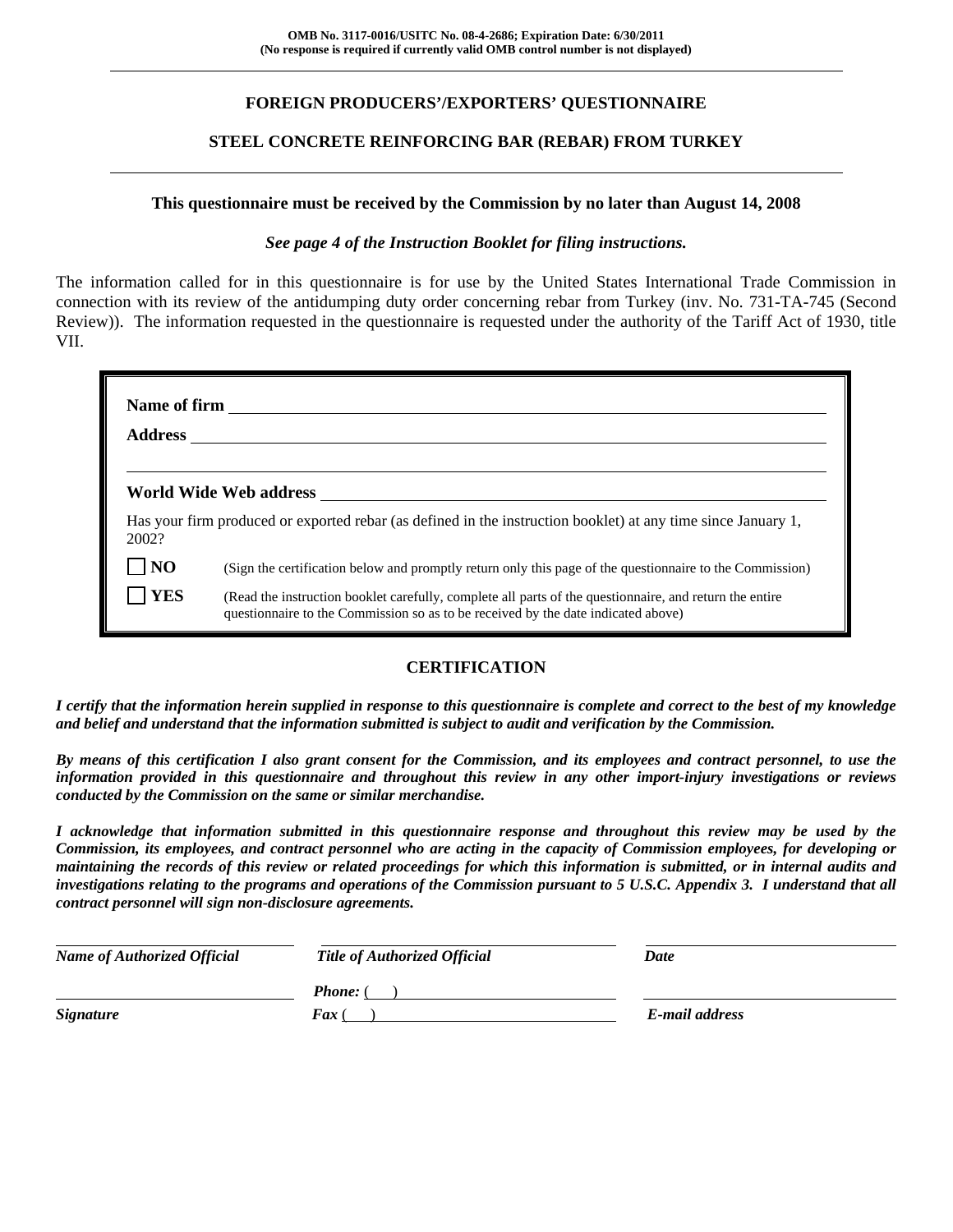**OMB No. 3117-0016/USITC No. 08-4-2686; Expiration Date: 6/30/2011**
**(No response is required if currently valid OMB control number is not displayed)**

---

## FOREIGN PRODUCERS'/EXPORTERS' QUESTIONNAIRE

## STEEL CONCRETE REINFORCING BAR (REBAR) FROM TURKEY

---

**This questionnaire must be received by the Commission by no later than August 14, 2008**

***See page 4 of the Instruction Booklet for filing instructions.***

The information called for in this questionnaire is for use by the United States International Trade Commission in connection with its review of the antidumping duty order concerning rebar from Turkey (inv. No. 731-TA-745 (Second Review)). The information requested in the questionnaire is requested under the authority of the Tariff Act of 1930, title VII.

**Name of firm** ______________________________

**Address** ______________________________

______________________________

**World Wide Web address** ______________________________

Has your firm produced or exported rebar (as defined in the instruction booklet) at any time since January 1, 2002?

☐ **NO** (Sign the certification below and promptly return only this page of the questionnaire to the Commission)

☐ **YES** (Read the instruction booklet carefully, complete all parts of the questionnaire, and return the entire questionnaire to the Commission so as to be received by the date indicated above)

### CERTIFICATION

***I certify that the information herein supplied in response to this questionnaire is complete and correct to the best of my knowledge and belief and understand that the information submitted is subject to audit and verification by the Commission.***

***By means of this certification I also grant consent for the Commission, and its employees and contract personnel, to use the information provided in this questionnaire and throughout this review in any other import-injury investigations or reviews conducted by the Commission on the same or similar merchandise.***

***I acknowledge that information submitted in this questionnaire response and throughout this review may be used by the Commission, its employees, and contract personnel who are acting in the capacity of Commission employees, for developing or maintaining the records of this review or related proceedings for which this information is submitted, or in internal audits and investigations relating to the programs and operations of the Commission pursuant to 5 U.S.C. Appendix 3. I understand that all contract personnel will sign non-disclosure agreements.***

| ______________________ | ______________________ | ______________________ |
|---|---|---|
| ***Name of Authorized Official*** | ***Title of Authorized Official*** | ***Date*** |
| ______________________ | ***Phone:*** ( ) ______________ | ______________________ |
| ***Signature*** | ***Fax*** ( ) ______________ | ***E-mail address*** |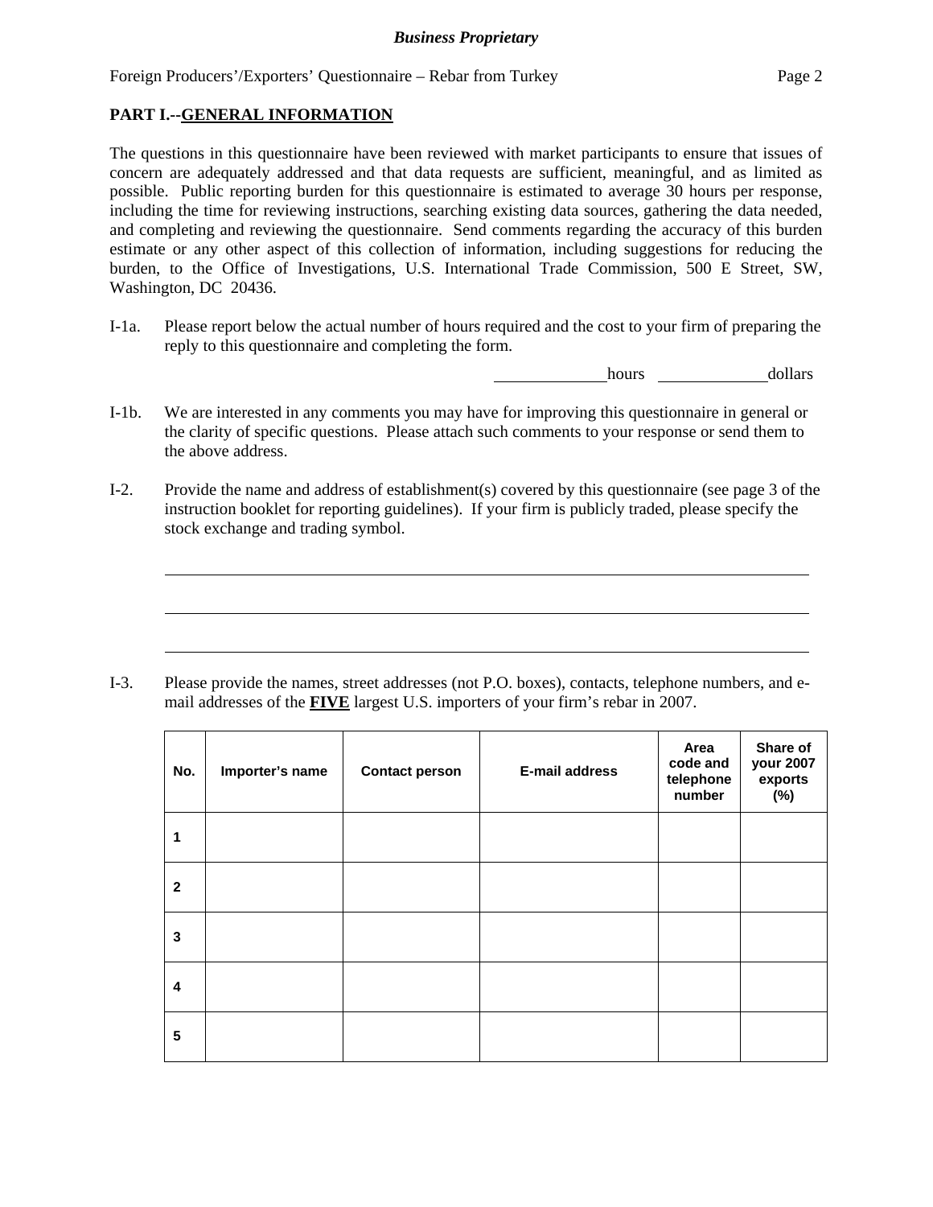## PART I.--GENERAL INFORMATION

The questions in this questionnaire have been reviewed with market participants to ensure that issues of concern are adequately addressed and that data requests are sufficient, meaningful, and as limited as possible. Public reporting burden for this questionnaire is estimated to average 30 hours per response, including the time for reviewing instructions, searching existing data sources, gathering the data needed, and completing and reviewing the questionnaire. Send comments regarding the accuracy of this burden estimate or any other aspect of this collection of information, including suggestions for reducing the burden, to the Office of Investigations, U.S. International Trade Commission, 500 E Street, SW, Washington, DC 20436.

I-1a. Please report below the actual number of hours required and the cost to your firm of preparing the reply to this questionnaire and completing the form.

______________hours ______________dollars

I-1b. We are interested in any comments you may have for improving this questionnaire in general or the clarity of specific questions. Please attach such comments to your response or send them to the above address.

I-2. Provide the name and address of establishment(s) covered by this questionnaire (see page 3 of the instruction booklet for reporting guidelines). If your firm is publicly traded, please specify the stock exchange and trading symbol.

______________________________________________________________________________

______________________________________________________________________________

______________________________________________________________________________

I-3. Please provide the names, street addresses (not P.O. boxes), contacts, telephone numbers, and e-mail addresses of the **FIVE** largest U.S. importers of your firm's rebar in 2007.

| No. | Importer's name | Contact person | E-mail address | Area code and telephone number | Share of your 2007 exports (%) |
|---|---|---|---|---|---|
| 1 | | | | | |
| 2 | | | | | |
| 3 | | | | | |
| 4 | | | | | |
| 5 | | | | | |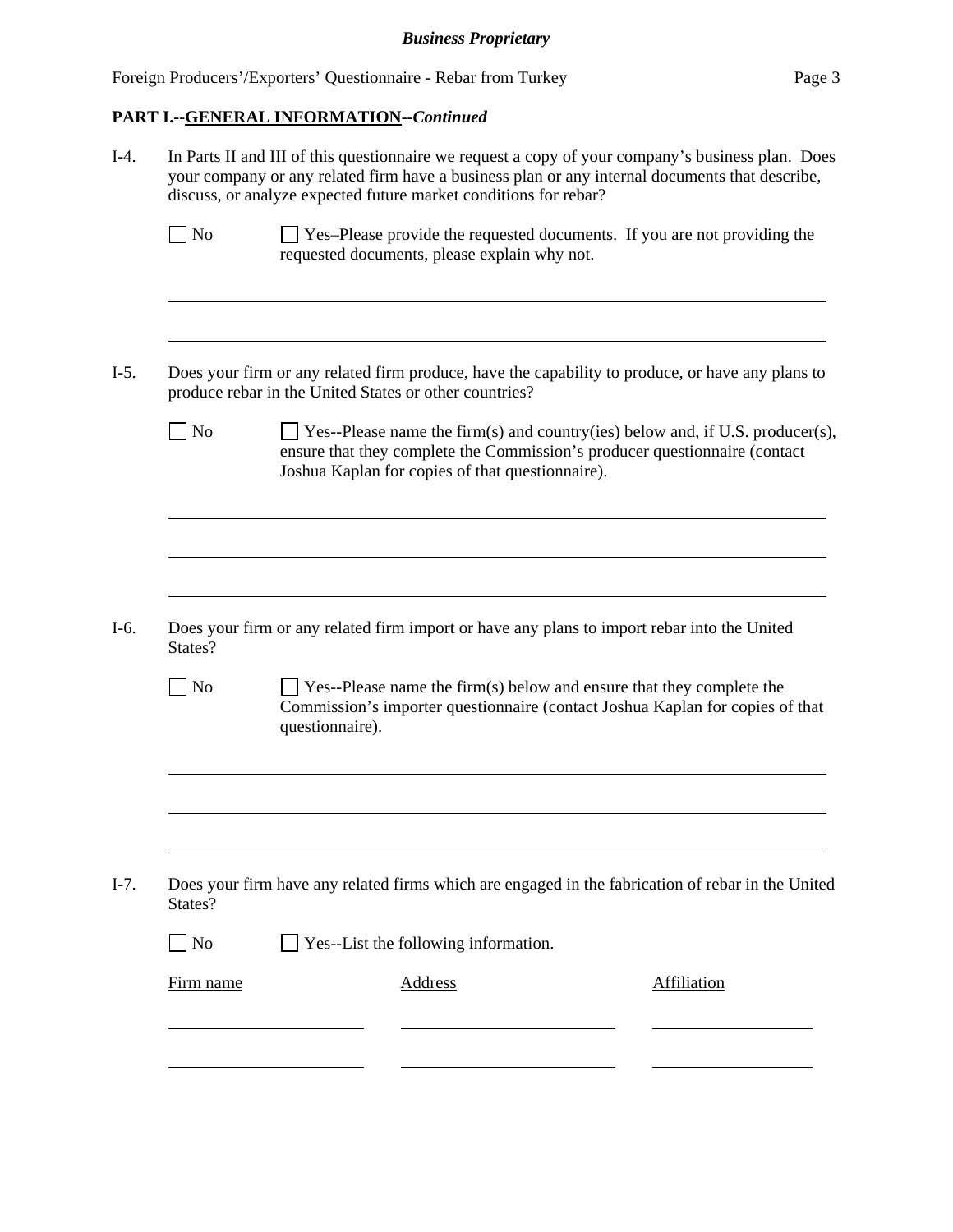## PART I.--GENERAL INFORMATION--*Continued*

I-4. In Parts II and III of this questionnaire we request a copy of your company's business plan. Does your company or any related firm have a business plan or any internal documents that describe, discuss, or analyze expected future market conditions for rebar?

☐ No ☐ Yes–Please provide the requested documents. If you are not providing the requested documents, please explain why not.

______________________________________________________________________________

______________________________________________________________________________

I-5. Does your firm or any related firm produce, have the capability to produce, or have any plans to produce rebar in the United States or other countries?

☐ No ☐ Yes--Please name the firm(s) and country(ies) below and, if U.S. producer(s), ensure that they complete the Commission's producer questionnaire (contact Joshua Kaplan for copies of that questionnaire).

______________________________________________________________________________

______________________________________________________________________________

______________________________________________________________________________

I-6. Does your firm or any related firm import or have any plans to import rebar into the United States?

☐ No ☐ Yes--Please name the firm(s) below and ensure that they complete the Commission's importer questionnaire (contact Joshua Kaplan for copies of that questionnaire).

______________________________________________________________________________

______________________________________________________________________________

______________________________________________________________________________

I-7. Does your firm have any related firms which are engaged in the fabrication of rebar in the United States?

☐ No ☐ Yes--List the following information.

| Firm name | Address | Affiliation |
| --- | --- | --- |
| | | |
| | | |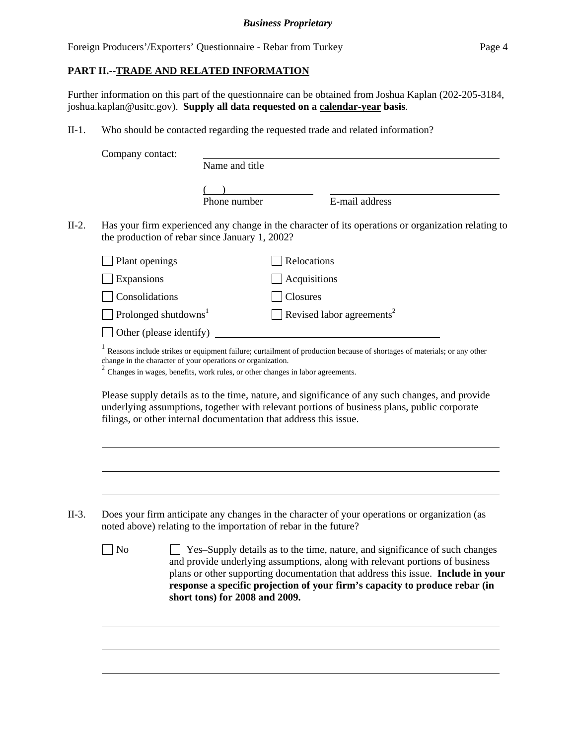## PART II.--TRADE AND RELATED INFORMATION

Further information on this part of the questionnaire can be obtained from Joshua Kaplan (202-205-3184, joshua.kaplan@usitc.gov). **Supply all data requested on a calendar-year basis**.

II-1. Who should be contacted regarding the requested trade and related information?

Company contact: ______________________________
Name and title

(   ) ______________ ______________________
Phone number E-mail address

II-2. Has your firm experienced any change in the character of its operations or organization relating to the production of rebar since January 1, 2002?

- ☐ Plant openings
- ☐ Relocations
- ☐ Expansions
- ☐ Acquisitions
- ☐ Consolidations
- ☐ Closures
- ☐ Prolonged shutdowns[1]
- ☐ Revised labor agreements[2]
- ☐ Other (please identify) ______________________

[1] Reasons include strikes or equipment failure; curtailment of production because of shortages of materials; or any other change in the character of your operations or organization.
[2] Changes in wages, benefits, work rules, or other changes in labor agreements.

Please supply details as to the time, nature, and significance of any such changes, and provide underlying assumptions, together with relevant portions of business plans, public corporate filings, or other internal documentation that address this issue.

______________________________________________

______________________________________________

______________________________________________

II-3. Does your firm anticipate any changes in the character of your operations or organization (as noted above) relating to the importation of rebar in the future?

☐ No ☐ Yes–Supply details as to the time, nature, and significance of such changes and provide underlying assumptions, along with relevant portions of business plans or other supporting documentation that address this issue. **Include in your response a specific projection of your firm's capacity to produce rebar (in short tons) for 2008 and 2009.**

______________________________________________

______________________________________________

______________________________________________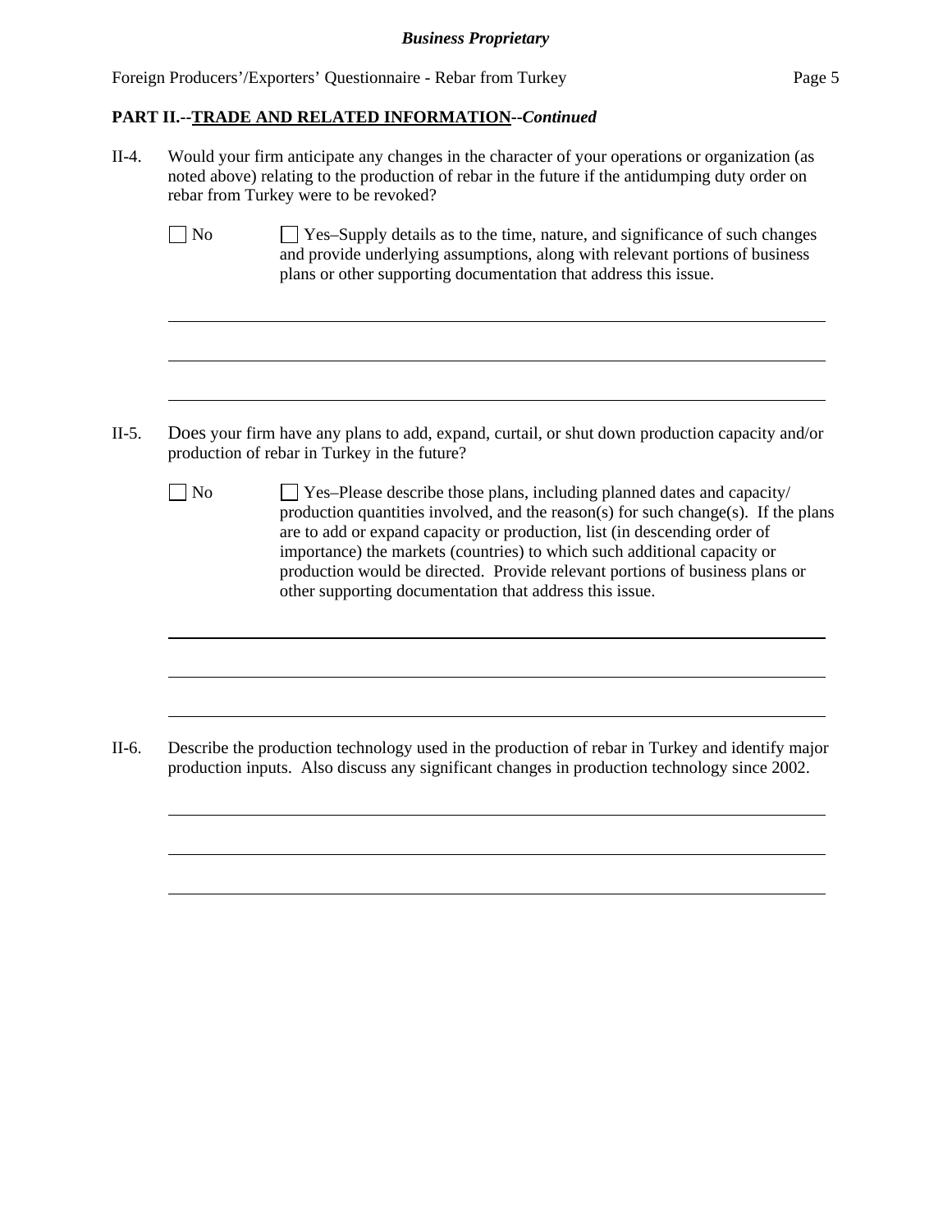**PART II.--TRADE AND RELATED INFORMATION--*Continued***

II-4. Would your firm anticipate any changes in the character of your operations or organization (as noted above) relating to the production of rebar in the future if the antidumping duty order on rebar from Turkey were to be revoked?

☐ No ☐ Yes–Supply details as to the time, nature, and significance of such changes and provide underlying assumptions, along with relevant portions of business plans or other supporting documentation that address this issue.

II-5. Does your firm have any plans to add, expand, curtail, or shut down production capacity and/or production of rebar in Turkey in the future?

☐ No ☐ Yes–Please describe those plans, including planned dates and capacity/ production quantities involved, and the reason(s) for such change(s). If the plans are to add or expand capacity or production, list (in descending order of importance) the markets (countries) to which such additional capacity or production would be directed. Provide relevant portions of business plans or other supporting documentation that address this issue.

II-6. Describe the production technology used in the production of rebar in Turkey and identify major production inputs. Also discuss any significant changes in production technology since 2002.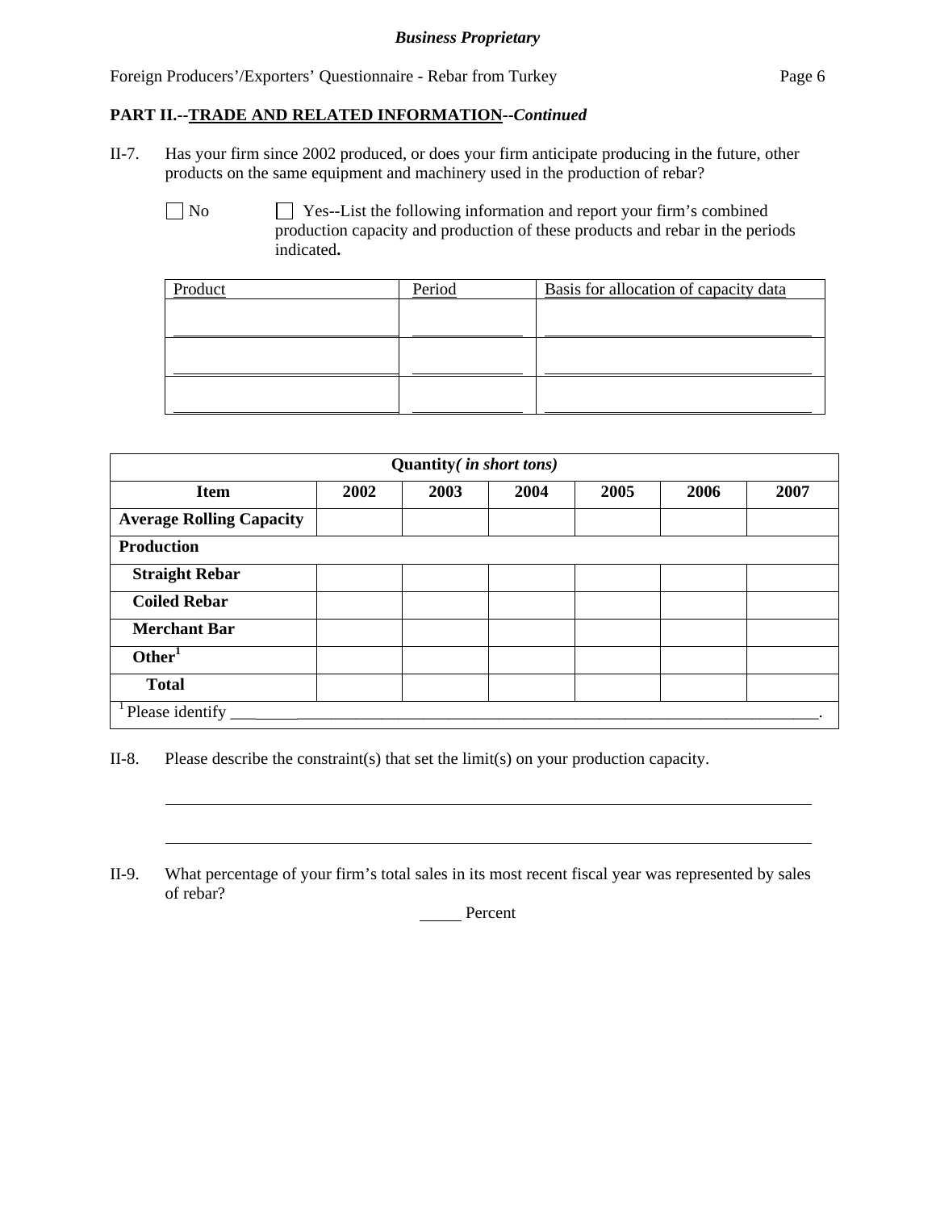**PART II.--TRADE AND RELATED INFORMATION--*Continued***

II-7. Has your firm since 2002 produced, or does your firm anticipate producing in the future, other products on the same equipment and machinery used in the production of rebar?

☐ No ☐ Yes--List the following information and report your firm's combined production capacity and production of these products and rebar in the periods indicated**.**

| Product | Period | Basis for allocation of capacity data |
|---|---|---|
| | | |
| | | |
| | | |

| Quantity *( in short tons)* | | | | | | |
|---|---|---|---|---|---|---|
| **Item** | **2002** | **2003** | **2004** | **2005** | **2006** | **2007** |
| **Average Rolling Capacity** | | | | | | |
| **Production** | | | | | | |
| **Straight Rebar** | | | | | | |
| **Coiled Rebar** | | | | | | |
| **Merchant Bar** | | | | | | |
| **Other**[1] | | | | | | |
| **Total** | | | | | | |

[1] Please identify ______________________________________________.

II-8. Please describe the constraint(s) that set the limit(s) on your production capacity.

______________________________________________

______________________________________________

II-9. What percentage of your firm's total sales in its most recent fiscal year was represented by sales of rebar?

_____ Percent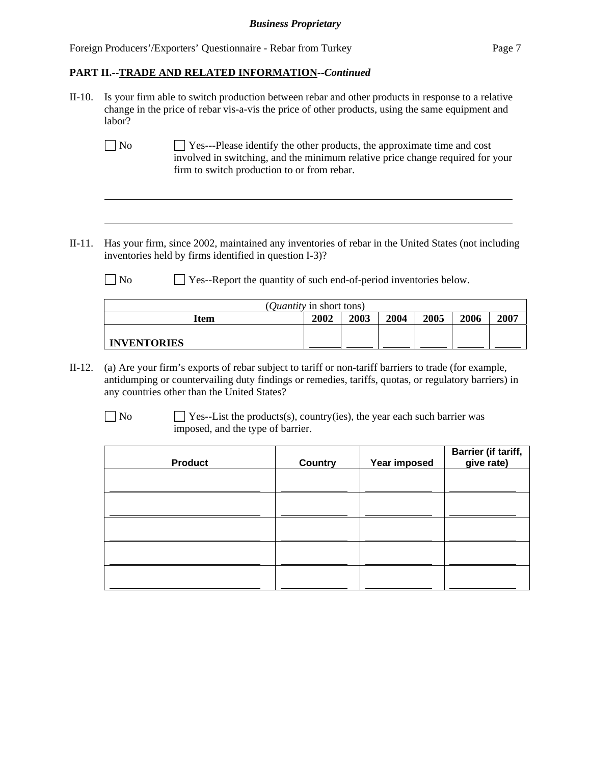**PART II.--TRADE AND RELATED INFORMATION--*Continued***

II-10. Is your firm able to switch production between rebar and other products in response to a relative change in the price of rebar vis-a-vis the price of other products, using the same equipment and labor?

☐ No ☐ Yes---Please identify the other products, the approximate time and cost involved in switching, and the minimum relative price change required for your firm to switch production to or from rebar.

\_\_\_\_\_\_\_\_\_\_\_\_\_\_\_\_\_\_\_\_\_\_\_\_\_\_\_\_\_\_\_\_\_\_\_\_\_\_\_\_\_\_\_\_\_\_\_\_\_\_\_\_\_\_\_\_\_\_\_\_\_\_\_\_\_\_\_\_\_\_\_\_\_\_

\_\_\_\_\_\_\_\_\_\_\_\_\_\_\_\_\_\_\_\_\_\_\_\_\_\_\_\_\_\_\_\_\_\_\_\_\_\_\_\_\_\_\_\_\_\_\_\_\_\_\_\_\_\_\_\_\_\_\_\_\_\_\_\_\_\_\_\_\_\_\_\_\_\_

II-11. Has your firm, since 2002, maintained any inventories of rebar in the United States (not including inventories held by firms identified in question I-3)?

☐ No ☐ Yes--Report the quantity of such end-of-period inventories below.

| (*Quantity* in short tons) | | | | | | |
|---|---|---|---|---|---|---|
| **Item** | **2002** | **2003** | **2004** | **2005** | **2006** | **2007** |
| **INVENTORIES** | \_\_\_\_\_ | \_\_\_\_\_ | \_\_\_\_\_ | \_\_\_\_\_ | \_\_\_\_\_ | \_\_\_\_\_ |

II-12. (a) Are your firm's exports of rebar subject to tariff or non-tariff barriers to trade (for example, antidumping or countervailing duty findings or remedies, tariffs, quotas, or regulatory barriers) in any countries other than the United States?

☐ No ☐ Yes--List the products(s), country(ies), the year each such barrier was imposed, and the type of barrier.

| **Product** | **Country** | **Year imposed** | **Barrier (if tariff, give rate)** |
|---|---|---|---|
| | | | |
| | | | |
| | | | |
| | | | |
| | | | |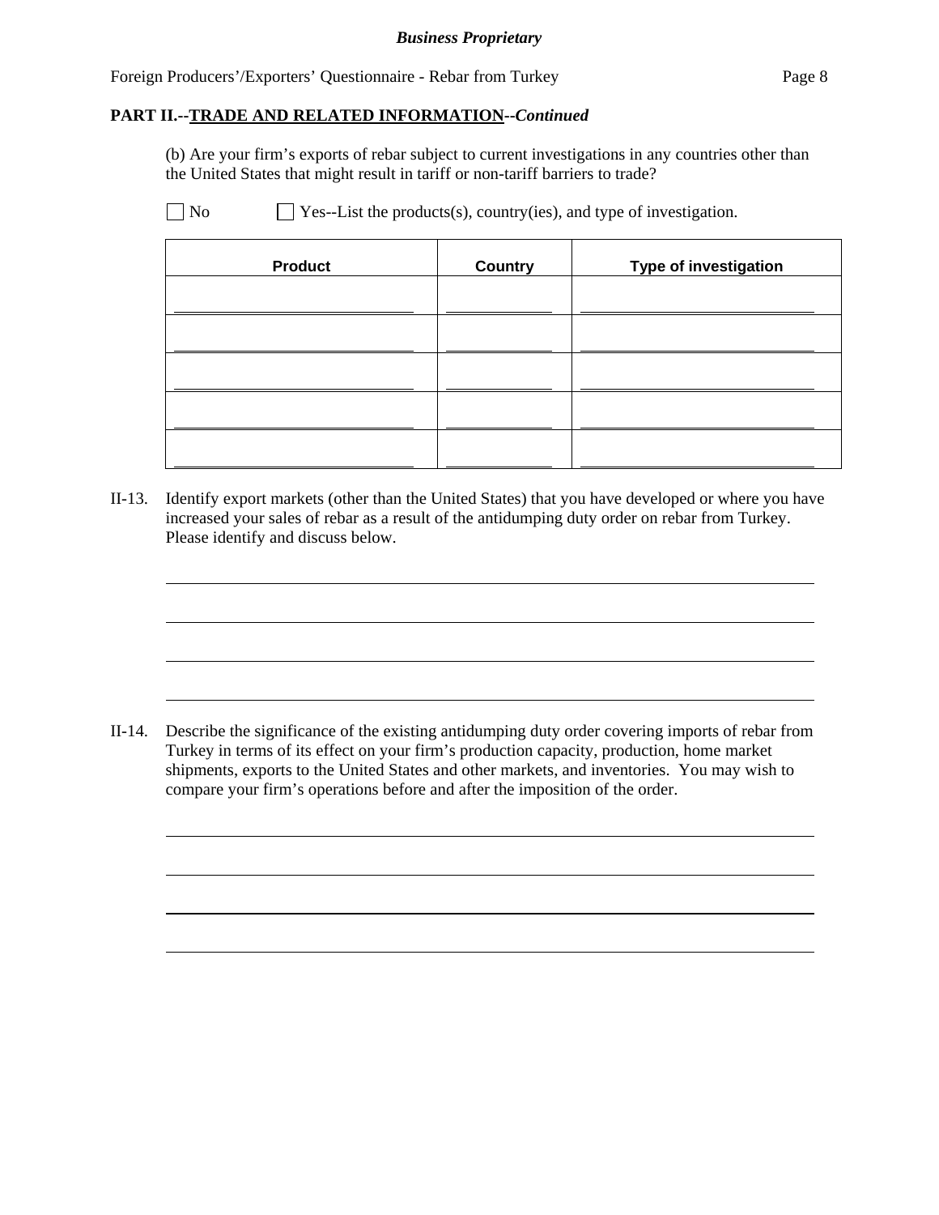**PART II.--TRADE AND RELATED INFORMATION--*Continued***

(b) Are your firm's exports of rebar subject to current investigations in any countries other than the United States that might result in tariff or non-tariff barriers to trade?

☐ No ☐ Yes--List the products(s), country(ies), and type of investigation.

| Product | Country | Type of investigation |
| --- | --- | --- |
| | | |
| | | |
| | | |
| | | |
| | | |

II-13. Identify export markets (other than the United States) that you have developed or where you have increased your sales of rebar as a result of the antidumping duty order on rebar from Turkey. Please identify and discuss below.

II-14. Describe the significance of the existing antidumping duty order covering imports of rebar from Turkey in terms of its effect on your firm's production capacity, production, home market shipments, exports to the United States and other markets, and inventories. You may wish to compare your firm's operations before and after the imposition of the order.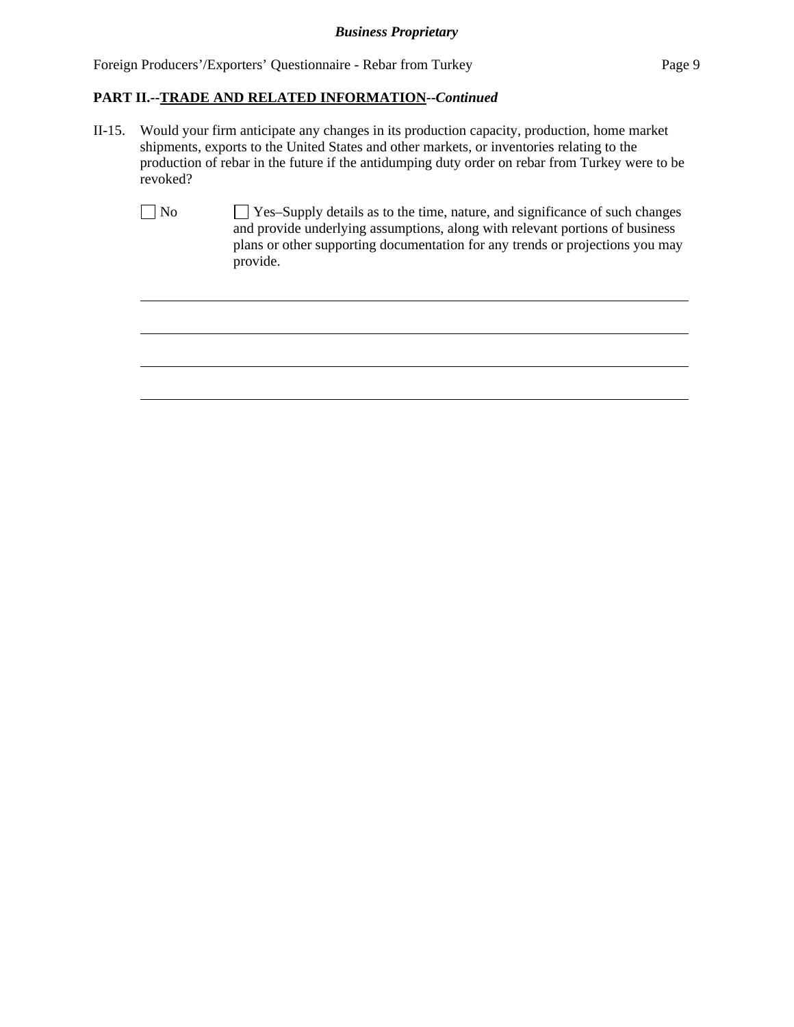## PART II.--TRADE AND RELATED INFORMATION--*Continued*

II-15. Would your firm anticipate any changes in its production capacity, production, home market shipments, exports to the United States and other markets, or inventories relating to the production of rebar in the future if the antidumping duty order on rebar from Turkey were to be revoked?

☐ No ☐ Yes–Supply details as to the time, nature, and significance of such changes and provide underlying assumptions, along with relevant portions of business plans or other supporting documentation for any trends or projections you may provide.

\_\_\_\_\_\_\_\_\_\_\_\_\_\_\_\_\_\_\_\_\_\_\_\_\_\_\_\_\_\_\_\_\_\_\_\_\_\_\_\_\_\_\_\_\_\_\_\_\_\_\_\_\_\_\_\_\_\_\_\_\_\_\_\_\_\_\_\_\_\_

\_\_\_\_\_\_\_\_\_\_\_\_\_\_\_\_\_\_\_\_\_\_\_\_\_\_\_\_\_\_\_\_\_\_\_\_\_\_\_\_\_\_\_\_\_\_\_\_\_\_\_\_\_\_\_\_\_\_\_\_\_\_\_\_\_\_\_\_\_\_

\_\_\_\_\_\_\_\_\_\_\_\_\_\_\_\_\_\_\_\_\_\_\_\_\_\_\_\_\_\_\_\_\_\_\_\_\_\_\_\_\_\_\_\_\_\_\_\_\_\_\_\_\_\_\_\_\_\_\_\_\_\_\_\_\_\_\_\_\_\_

\_\_\_\_\_\_\_\_\_\_\_\_\_\_\_\_\_\_\_\_\_\_\_\_\_\_\_\_\_\_\_\_\_\_\_\_\_\_\_\_\_\_\_\_\_\_\_\_\_\_\_\_\_\_\_\_\_\_\_\_\_\_\_\_\_\_\_\_\_\_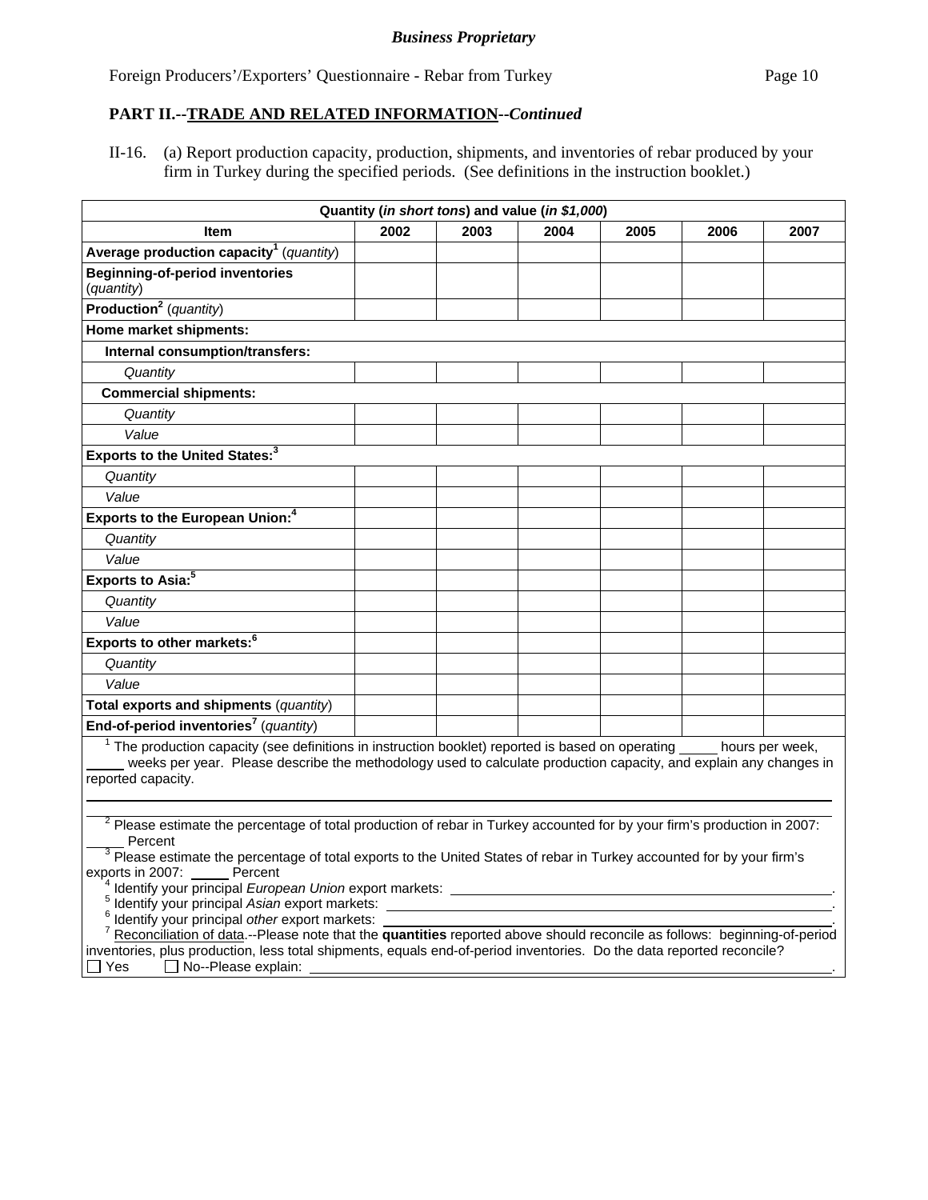*Business Proprietary*

Foreign Producers'/Exporters' Questionnaire - Rebar from Turkey

## PART II.--TRADE AND RELATED INFORMATION--*Continued*

II-16. (a) Report production capacity, production, shipments, and inventories of rebar produced by your firm in Turkey during the specified periods. (See definitions in the instruction booklet.)

| Quantity (*in short tons*) and value (*in $1,000*) | | | | | | |
|---|---|---|---|---|---|---|
| **Item** | **2002** | **2003** | **2004** | **2005** | **2006** | **2007** |
| **Average production capacity**[1] (*quantity*) | | | | | | |
| **Beginning-of-period inventories** (*quantity*) | | | | | | |
| **Production**[2] (*quantity*) | | | | | | |
| **Home market shipments:** | | | | | | |
| **Internal consumption/transfers:** | | | | | | |
| *Quantity* | | | | | | |
| **Commercial shipments:** | | | | | | |
| *Quantity* | | | | | | |
| *Value* | | | | | | |
| **Exports to the United States:**[3] | | | | | | |
| *Quantity* | | | | | | |
| *Value* | | | | | | |
| **Exports to the European Union:**[4] | | | | | | |
| *Quantity* | | | | | | |
| *Value* | | | | | | |
| **Exports to Asia:**[5] | | | | | | |
| *Quantity* | | | | | | |
| *Value* | | | | | | |
| **Exports to other markets:**[6] | | | | | | |
| *Quantity* | | | | | | |
| *Value* | | | | | | |
| **Total exports and shipments** (*quantity*) | | | | | | |
| **End-of-period inventories**[7] (*quantity*) | | | | | | |

[1] The production capacity (see definitions in instruction booklet) reported is based on operating _____ hours per week, _____ weeks per year. Please describe the methodology used to calculate production capacity, and explain any changes in reported capacity.

______________________________________________________________________

______________________________________________________________________

[2] Please estimate the percentage of total production of rebar in Turkey accounted for by your firm's production in 2007: _____ Percent

[3] Please estimate the percentage of total exports to the United States of rebar in Turkey accounted for by your firm's exports in 2007: _____ Percent

[4] Identify your principal *European Union* export markets: ______________________________.

[5] Identify your principal *Asian* export markets: ______________________________.

[6] Identify your principal *other* export markets: ______________________________.

[7] Reconciliation of data.--Please note that the **quantities** reported above should reconcile as follows: beginning-of-period inventories, plus production, less total shipments, equals end-of-period inventories. Do the data reported reconcile?

☐ Yes ☐ No--Please explain: ______________________________.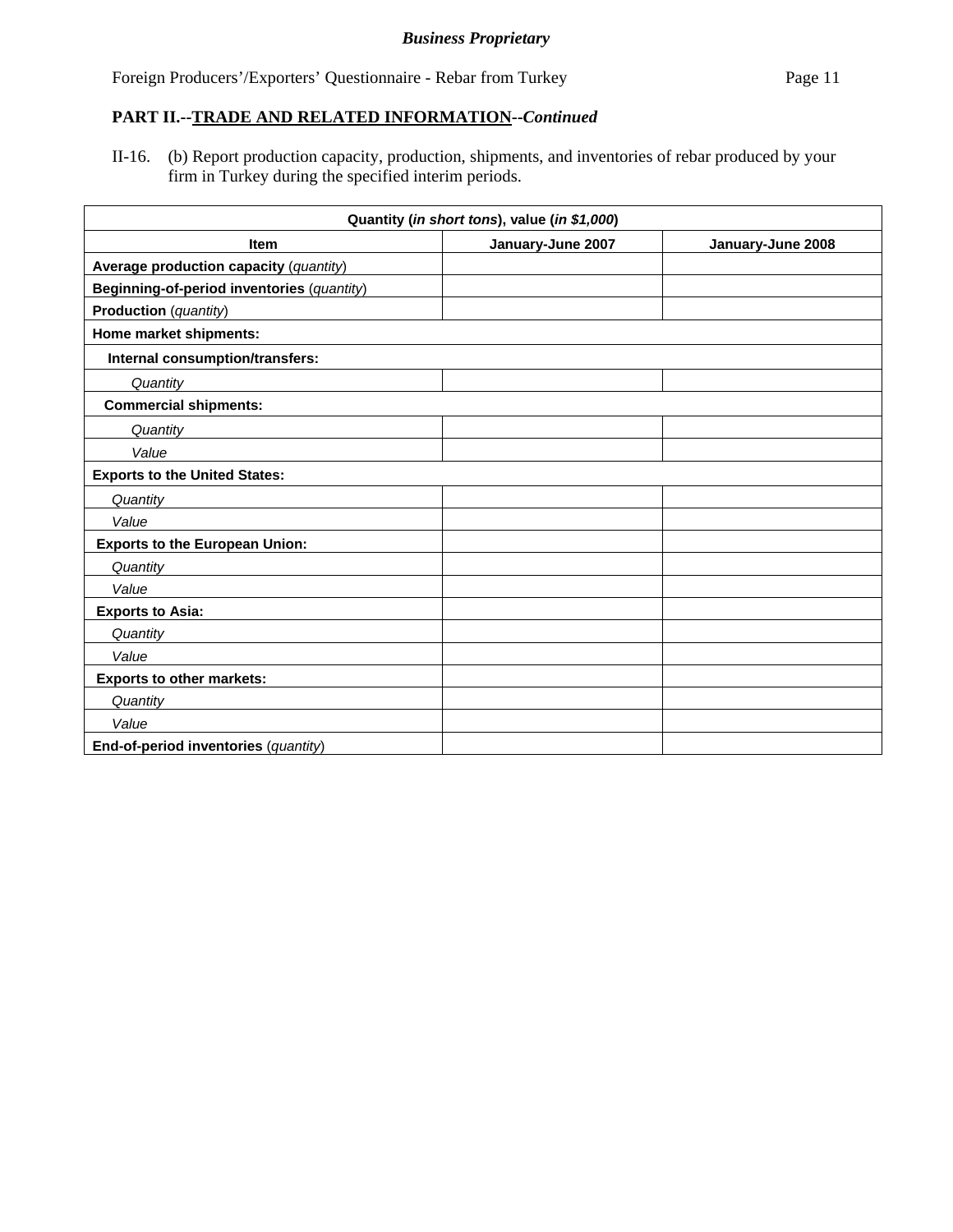**PART II.--TRADE AND RELATED INFORMATION--*Continued***

II-16. (b) Report production capacity, production, shipments, and inventories of rebar produced by your firm in Turkey during the specified interim periods.

| Quantity (*in short tons*), value (*in $1,000*) | | |
|---|---|---|
| **Item** | **January-June 2007** | **January-June 2008** |
| **Average production capacity** (*quantity*) | | |
| **Beginning-of-period inventories** (*quantity*) | | |
| **Production** (*quantity*) | | |
| **Home market shipments:** | | |
| **Internal consumption/transfers:** | | |
| *Quantity* | | |
| **Commercial shipments:** | | |
| *Quantity* | | |
| *Value* | | |
| **Exports to the United States:** | | |
| *Quantity* | | |
| *Value* | | |
| **Exports to the European Union:** | | |
| *Quantity* | | |
| *Value* | | |
| **Exports to Asia:** | | |
| *Quantity* | | |
| *Value* | | |
| **Exports to other markets:** | | |
| *Quantity* | | |
| *Value* | | |
| **End-of-period inventories** (*quantity*) | | |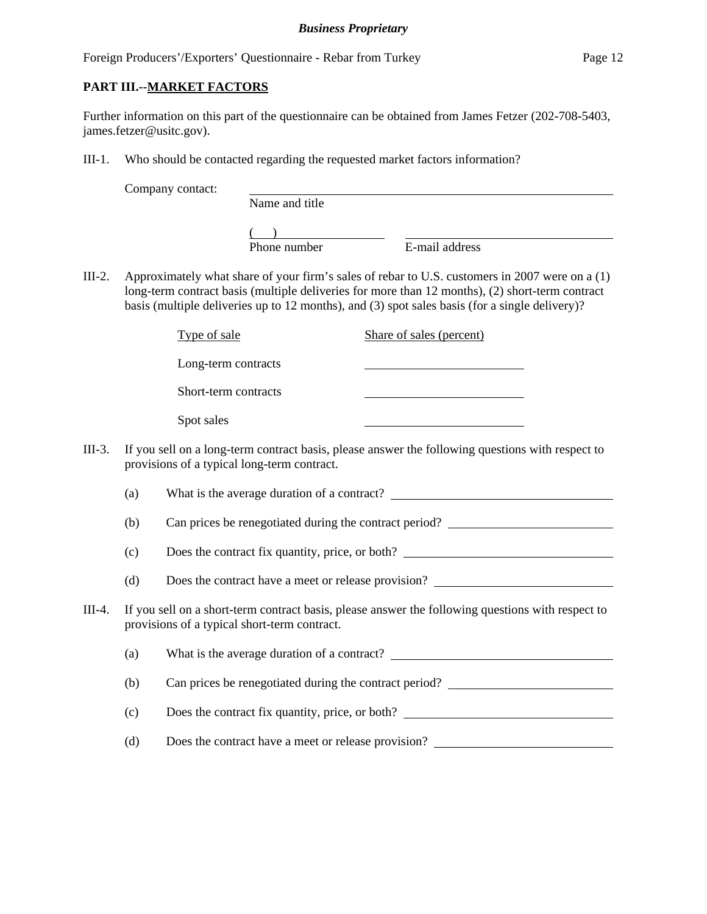## PART III.--MARKET FACTORS

Further information on this part of the questionnaire can be obtained from James Fetzer (202-708-5403, james.fetzer@usitc.gov).

III-1. Who should be contacted regarding the requested market factors information?

Company contact: ______________________________
Name and title

(    ) ____________________ ______________________________
Phone number E-mail address

III-2. Approximately what share of your firm's sales of rebar to U.S. customers in 2007 were on a (1) long-term contract basis (multiple deliveries for more than 12 months), (2) short-term contract basis (multiple deliveries up to 12 months), and (3) spot sales basis (for a single delivery)?

| Type of sale | Share of sales (percent) |
| --- | --- |
| Long-term contracts | |
| Short-term contracts | |
| Spot sales | |

III-3. If you sell on a long-term contract basis, please answer the following questions with respect to provisions of a typical long-term contract.

(a) What is the average duration of a contract? ______________________________

(b) Can prices be renegotiated during the contract period? ______________________________

(c) Does the contract fix quantity, price, or both? ______________________________

(d) Does the contract have a meet or release provision? ______________________________

III-4. If you sell on a short-term contract basis, please answer the following questions with respect to provisions of a typical short-term contract.

(a) What is the average duration of a contract? ______________________________

(b) Can prices be renegotiated during the contract period? ______________________________

(c) Does the contract fix quantity, price, or both? ______________________________

(d) Does the contract have a meet or release provision? ______________________________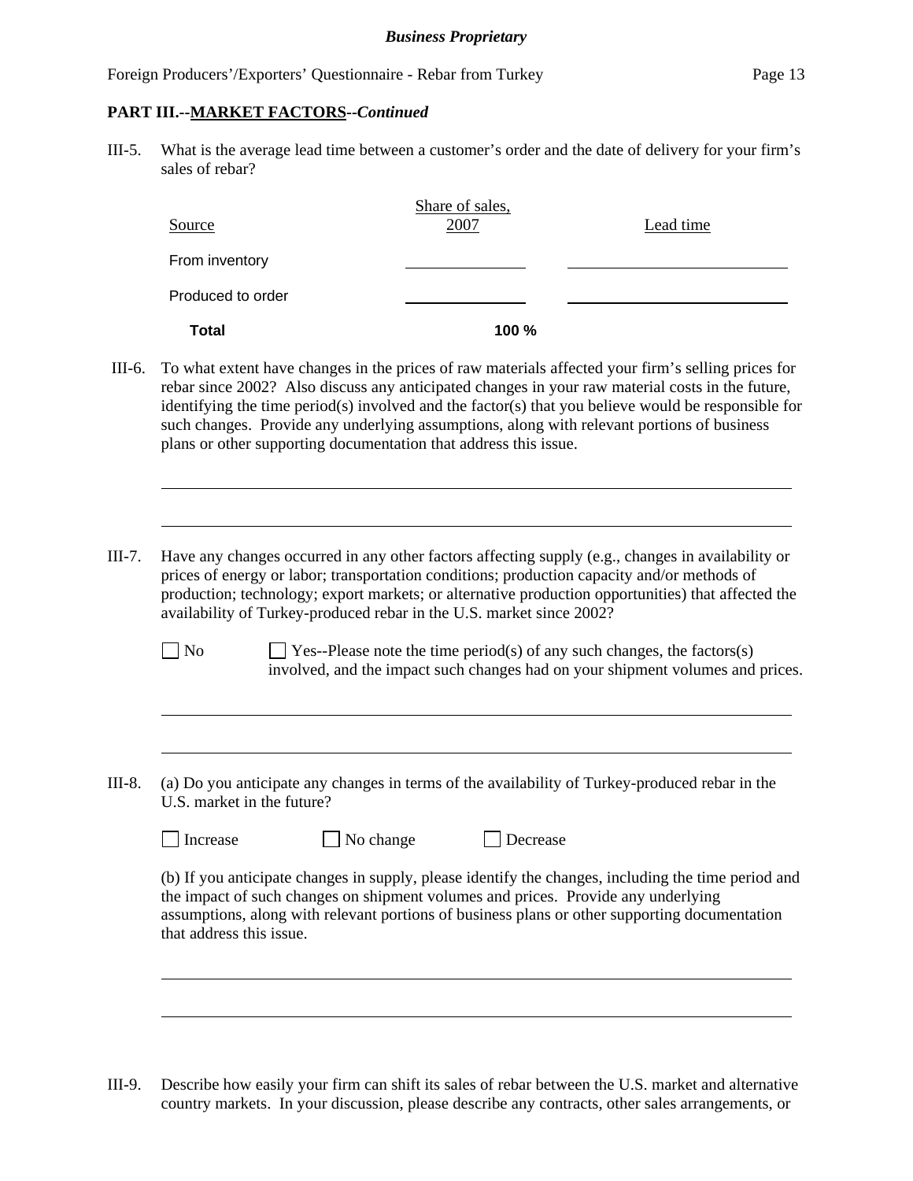**PART III.--MARKET FACTORS--*Continued***

III-5. What is the average lead time between a customer's order and the date of delivery for your firm's sales of rebar?

| Source | Share of sales, 2007 | Lead time |
|---|---|---|
| From inventory | ______ | ______ |
| Produced to order | ______ | ______ |
| **Total** | **100 %** | |

III-6. To what extent have changes in the prices of raw materials affected your firm's selling prices for rebar since 2002? Also discuss any anticipated changes in your raw material costs in the future, identifying the time period(s) involved and the factor(s) that you believe would be responsible for such changes. Provide any underlying assumptions, along with relevant portions of business plans or other supporting documentation that address this issue.

______________________________________________________________________

______________________________________________________________________

III-7. Have any changes occurred in any other factors affecting supply (e.g., changes in availability or prices of energy or labor; transportation conditions; production capacity and/or methods of production; technology; export markets; or alternative production opportunities) that affected the availability of Turkey-produced rebar in the U.S. market since 2002?

☐ No ☐ Yes--Please note the time period(s) of any such changes, the factors(s) involved, and the impact such changes had on your shipment volumes and prices.

______________________________________________________________________

______________________________________________________________________

III-8. (a) Do you anticipate any changes in terms of the availability of Turkey-produced rebar in the U.S. market in the future?

☐ Increase ☐ No change ☐ Decrease

(b) If you anticipate changes in supply, please identify the changes, including the time period and the impact of such changes on shipment volumes and prices. Provide any underlying assumptions, along with relevant portions of business plans or other supporting documentation that address this issue.

______________________________________________________________________

______________________________________________________________________

III-9. Describe how easily your firm can shift its sales of rebar between the U.S. market and alternative country markets. In your discussion, please describe any contracts, other sales arrangements, or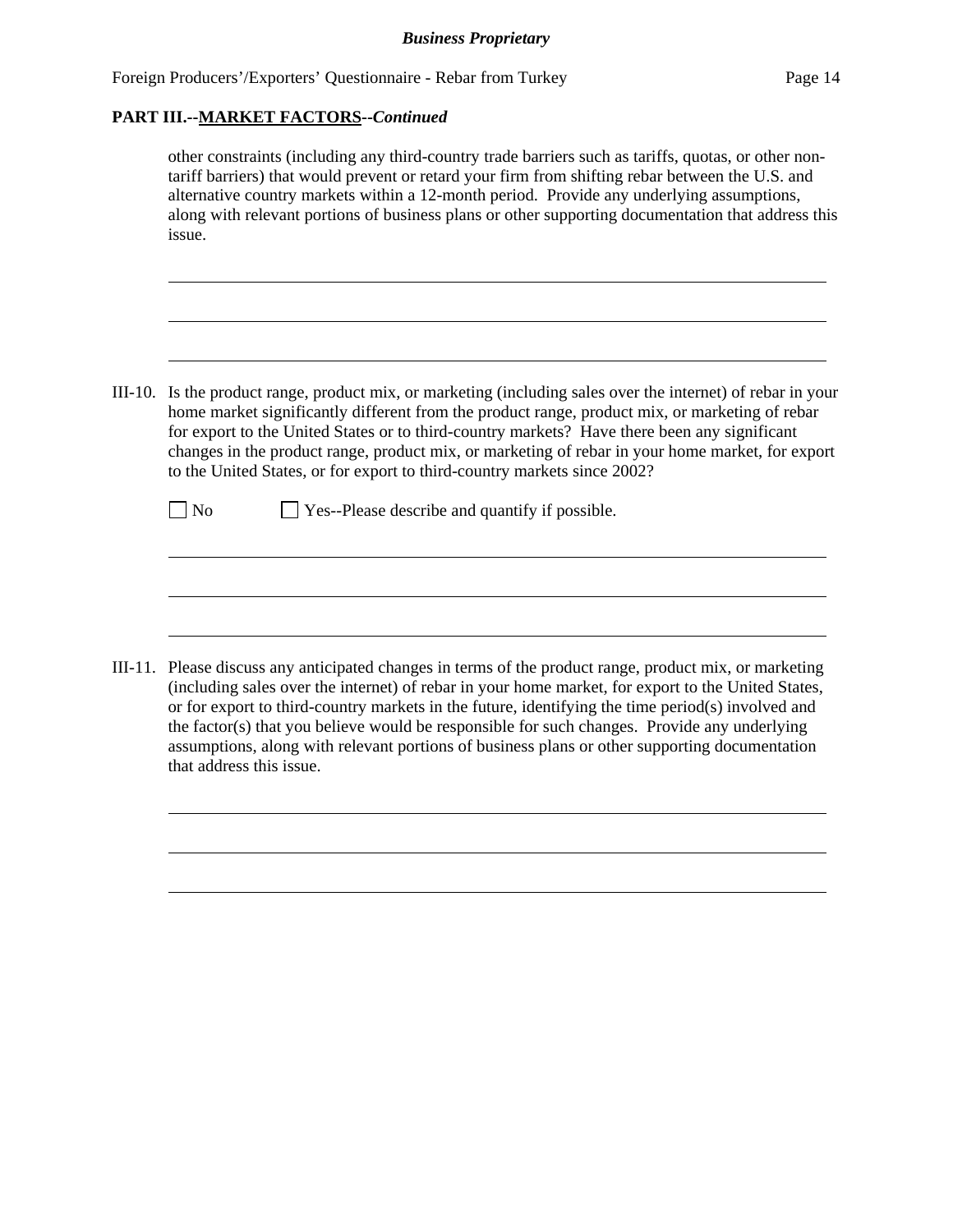**PART III.--MARKET FACTORS--*Continued***

other constraints (including any third-country trade barriers such as tariffs, quotas, or other non-tariff barriers) that would prevent or retard your firm from shifting rebar between the U.S. and alternative country markets within a 12-month period. Provide any underlying assumptions, along with relevant portions of business plans or other supporting documentation that address this issue.

______________________________________________________________________________

______________________________________________________________________________

______________________________________________________________________________

III-10. Is the product range, product mix, or marketing (including sales over the internet) of rebar in your home market significantly different from the product range, product mix, or marketing of rebar for export to the United States or to third-country markets? Have there been any significant changes in the product range, product mix, or marketing of rebar in your home market, for export to the United States, or for export to third-country markets since 2002?

☐ No ☐ Yes--Please describe and quantify if possible.

______________________________________________________________________________

______________________________________________________________________________

______________________________________________________________________________

III-11. Please discuss any anticipated changes in terms of the product range, product mix, or marketing (including sales over the internet) of rebar in your home market, for export to the United States, or for export to third-country markets in the future, identifying the time period(s) involved and the factor(s) that you believe would be responsible for such changes. Provide any underlying assumptions, along with relevant portions of business plans or other supporting documentation that address this issue.

______________________________________________________________________________

______________________________________________________________________________

______________________________________________________________________________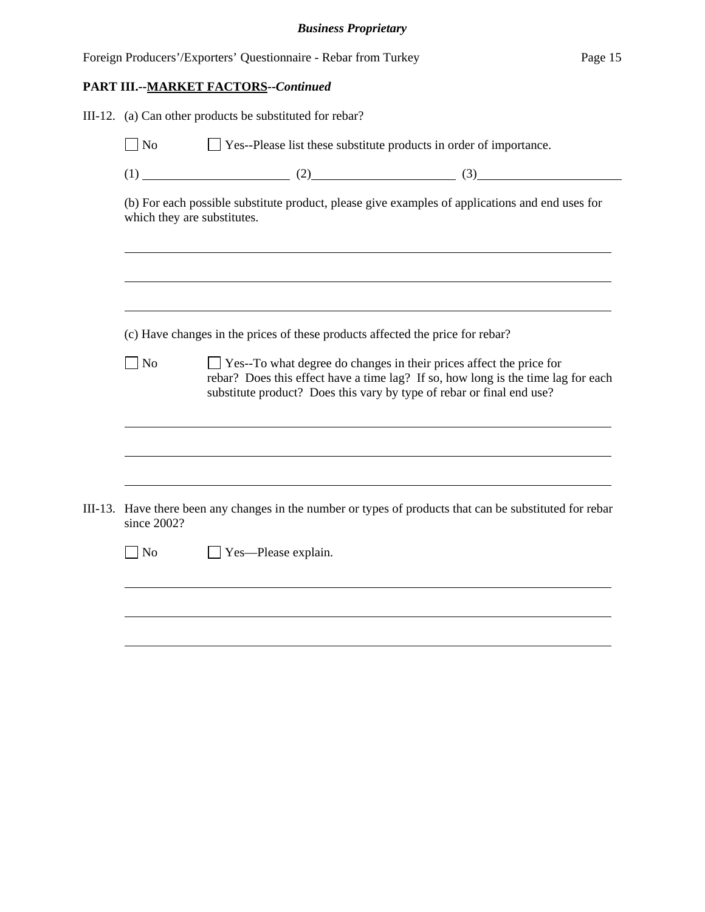**PART III.--MARKET FACTORS--*Continued***

III-12. (a) Can other products be substituted for rebar?

☐ No ☐ Yes--Please list these substitute products in order of importance.

(1) \_\_\_\_\_\_\_\_\_\_\_\_\_\_\_\_\_\_\_\_ (2) \_\_\_\_\_\_\_\_\_\_\_\_\_\_\_\_\_\_\_\_ (3) \_\_\_\_\_\_\_\_\_\_\_\_\_\_\_\_\_\_\_\_

(b) For each possible substitute product, please give examples of applications and end uses for which they are substitutes.

\_\_\_\_\_\_\_\_\_\_\_\_\_\_\_\_\_\_\_\_\_\_\_\_\_\_\_\_\_\_\_\_\_\_\_\_\_\_\_\_\_\_\_\_\_\_\_\_\_\_\_\_\_\_\_\_\_\_\_\_

\_\_\_\_\_\_\_\_\_\_\_\_\_\_\_\_\_\_\_\_\_\_\_\_\_\_\_\_\_\_\_\_\_\_\_\_\_\_\_\_\_\_\_\_\_\_\_\_\_\_\_\_\_\_\_\_\_\_\_\_

\_\_\_\_\_\_\_\_\_\_\_\_\_\_\_\_\_\_\_\_\_\_\_\_\_\_\_\_\_\_\_\_\_\_\_\_\_\_\_\_\_\_\_\_\_\_\_\_\_\_\_\_\_\_\_\_\_\_\_\_

(c) Have changes in the prices of these products affected the price for rebar?

☐ No ☐ Yes--To what degree do changes in their prices affect the price for rebar? Does this effect have a time lag? If so, how long is the time lag for each substitute product? Does this vary by type of rebar or final end use?

\_\_\_\_\_\_\_\_\_\_\_\_\_\_\_\_\_\_\_\_\_\_\_\_\_\_\_\_\_\_\_\_\_\_\_\_\_\_\_\_\_\_\_\_\_\_\_\_\_\_\_\_\_\_\_\_\_\_\_\_

\_\_\_\_\_\_\_\_\_\_\_\_\_\_\_\_\_\_\_\_\_\_\_\_\_\_\_\_\_\_\_\_\_\_\_\_\_\_\_\_\_\_\_\_\_\_\_\_\_\_\_\_\_\_\_\_\_\_\_\_

\_\_\_\_\_\_\_\_\_\_\_\_\_\_\_\_\_\_\_\_\_\_\_\_\_\_\_\_\_\_\_\_\_\_\_\_\_\_\_\_\_\_\_\_\_\_\_\_\_\_\_\_\_\_\_\_\_\_\_\_

III-13. Have there been any changes in the number or types of products that can be substituted for rebar since 2002?

☐ No ☐ Yes—Please explain.

\_\_\_\_\_\_\_\_\_\_\_\_\_\_\_\_\_\_\_\_\_\_\_\_\_\_\_\_\_\_\_\_\_\_\_\_\_\_\_\_\_\_\_\_\_\_\_\_\_\_\_\_\_\_\_\_\_\_\_\_

\_\_\_\_\_\_\_\_\_\_\_\_\_\_\_\_\_\_\_\_\_\_\_\_\_\_\_\_\_\_\_\_\_\_\_\_\_\_\_\_\_\_\_\_\_\_\_\_\_\_\_\_\_\_\_\_\_\_\_\_

\_\_\_\_\_\_\_\_\_\_\_\_\_\_\_\_\_\_\_\_\_\_\_\_\_\_\_\_\_\_\_\_\_\_\_\_\_\_\_\_\_\_\_\_\_\_\_\_\_\_\_\_\_\_\_\_\_\_\_\_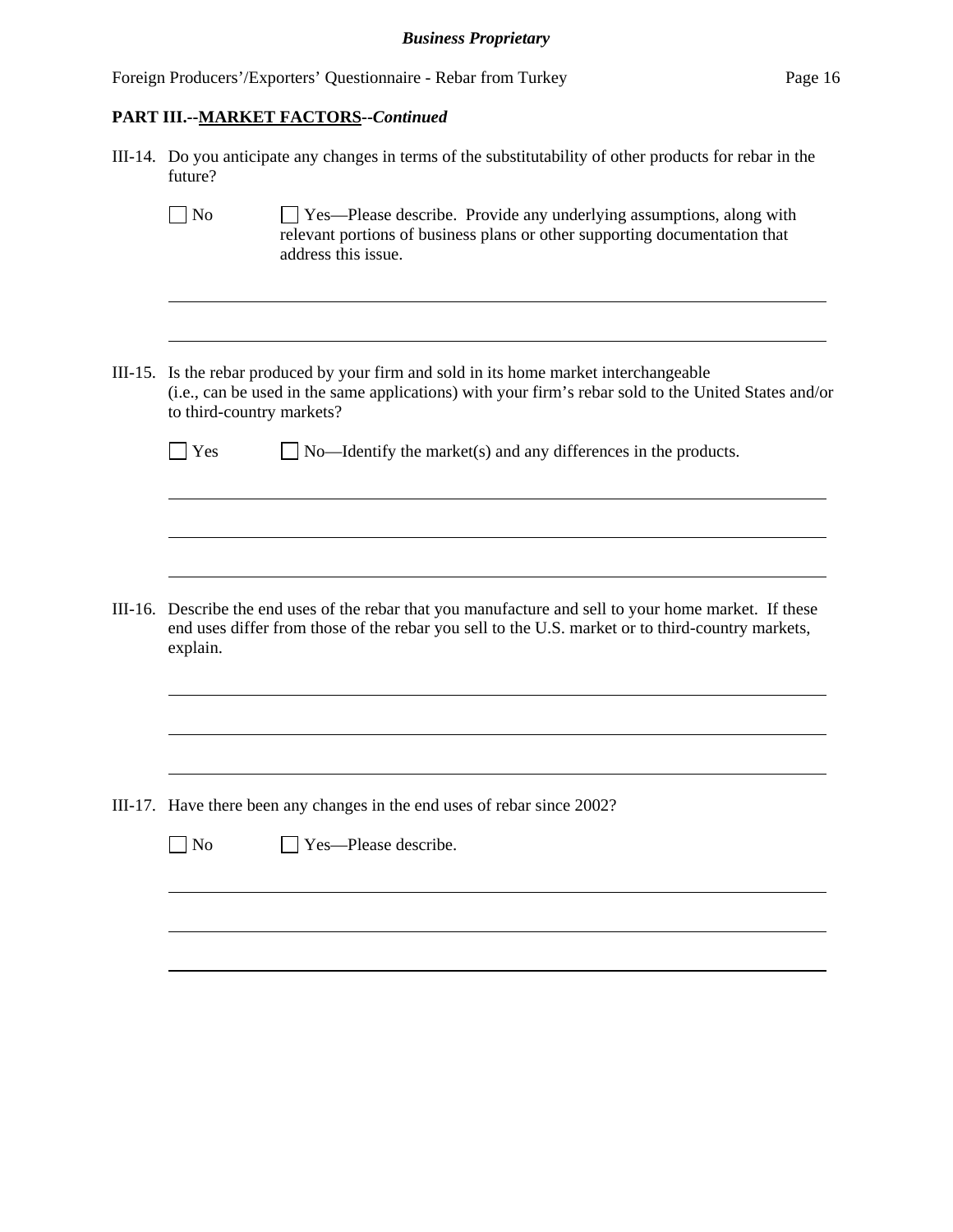**PART III.--<u>MARKET FACTORS</u>--*Continued***

III-14. Do you anticipate any changes in terms of the substitutability of other products for rebar in the future?

☐ No ☐ Yes—Please describe. Provide any underlying assumptions, along with relevant portions of business plans or other supporting documentation that address this issue.

______________________________________________________________________

______________________________________________________________________

III-15. Is the rebar produced by your firm and sold in its home market interchangeable (i.e., can be used in the same applications) with your firm's rebar sold to the United States and/or to third-country markets?

☐ Yes ☐ No—Identify the market(s) and any differences in the products.

______________________________________________________________________

______________________________________________________________________

______________________________________________________________________

III-16. Describe the end uses of the rebar that you manufacture and sell to your home market. If these end uses differ from those of the rebar you sell to the U.S. market or to third-country markets, explain.

______________________________________________________________________

______________________________________________________________________

______________________________________________________________________

III-17. Have there been any changes in the end uses of rebar since 2002?

☐ No ☐ Yes—Please describe.

______________________________________________________________________

______________________________________________________________________

______________________________________________________________________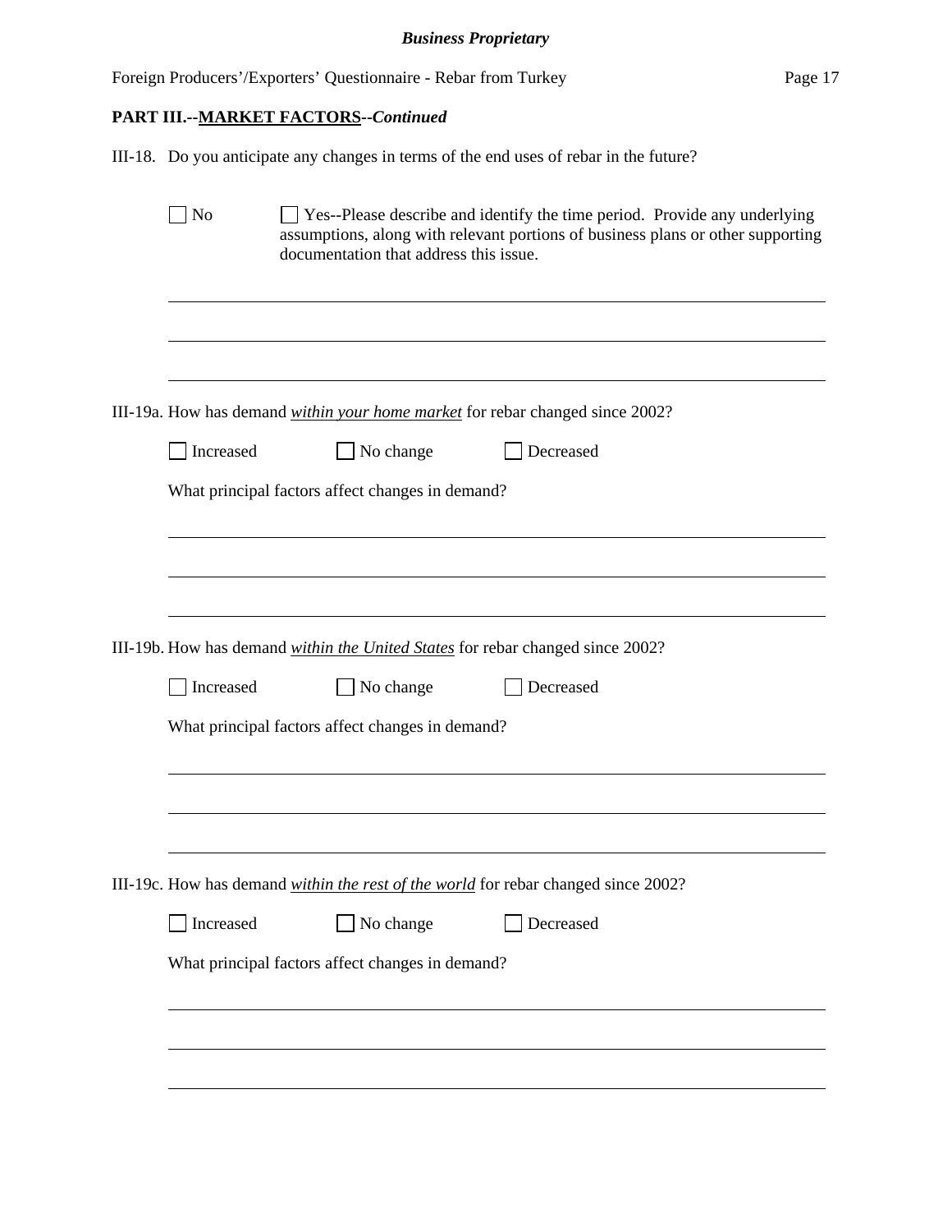## PART III.--MARKET FACTORS--*Continued*

III-18. Do you anticipate any changes in terms of the end uses of rebar in the future?

☐ No ☐ Yes--Please describe and identify the time period. Provide any underlying assumptions, along with relevant portions of business plans or other supporting documentation that address this issue.

______________________________________________________________________

______________________________________________________________________

______________________________________________________________________

III-19a. How has demand ***within your home market*** for rebar changed since 2002?

☐ Increased ☐ No change ☐ Decreased

What principal factors affect changes in demand?

______________________________________________________________________

______________________________________________________________________

______________________________________________________________________

III-19b. How has demand ***within the United States*** for rebar changed since 2002?

☐ Increased ☐ No change ☐ Decreased

What principal factors affect changes in demand?

______________________________________________________________________

______________________________________________________________________

______________________________________________________________________

III-19c. How has demand ***within the rest of the world*** for rebar changed since 2002?

☐ Increased ☐ No change ☐ Decreased

What principal factors affect changes in demand?

______________________________________________________________________

______________________________________________________________________

______________________________________________________________________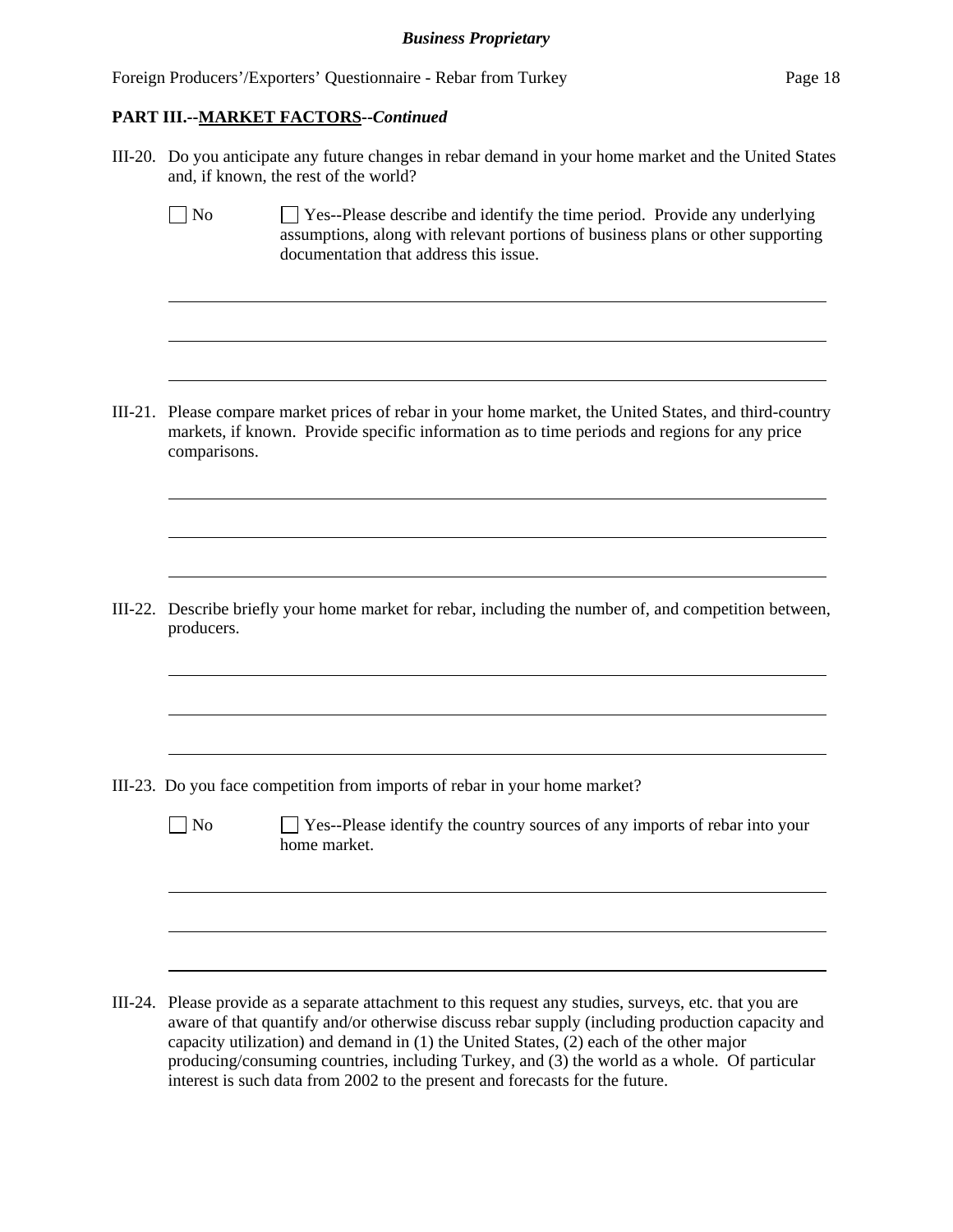**PART III.--MARKET FACTORS--*Continued***

III-20. Do you anticipate any future changes in rebar demand in your home market and the United States and, if known, the rest of the world?

☐ No ☐ Yes--Please describe and identify the time period. Provide any underlying assumptions, along with relevant portions of business plans or other supporting documentation that address this issue.

III-21. Please compare market prices of rebar in your home market, the United States, and third-country markets, if known. Provide specific information as to time periods and regions for any price comparisons.

III-22. Describe briefly your home market for rebar, including the number of, and competition between, producers.

III-23. Do you face competition from imports of rebar in your home market?

☐ No ☐ Yes--Please identify the country sources of any imports of rebar into your home market.

III-24. Please provide as a separate attachment to this request any studies, surveys, etc. that you are aware of that quantify and/or otherwise discuss rebar supply (including production capacity and capacity utilization) and demand in (1) the United States, (2) each of the other major producing/consuming countries, including Turkey, and (3) the world as a whole. Of particular interest is such data from 2002 to the present and forecasts for the future.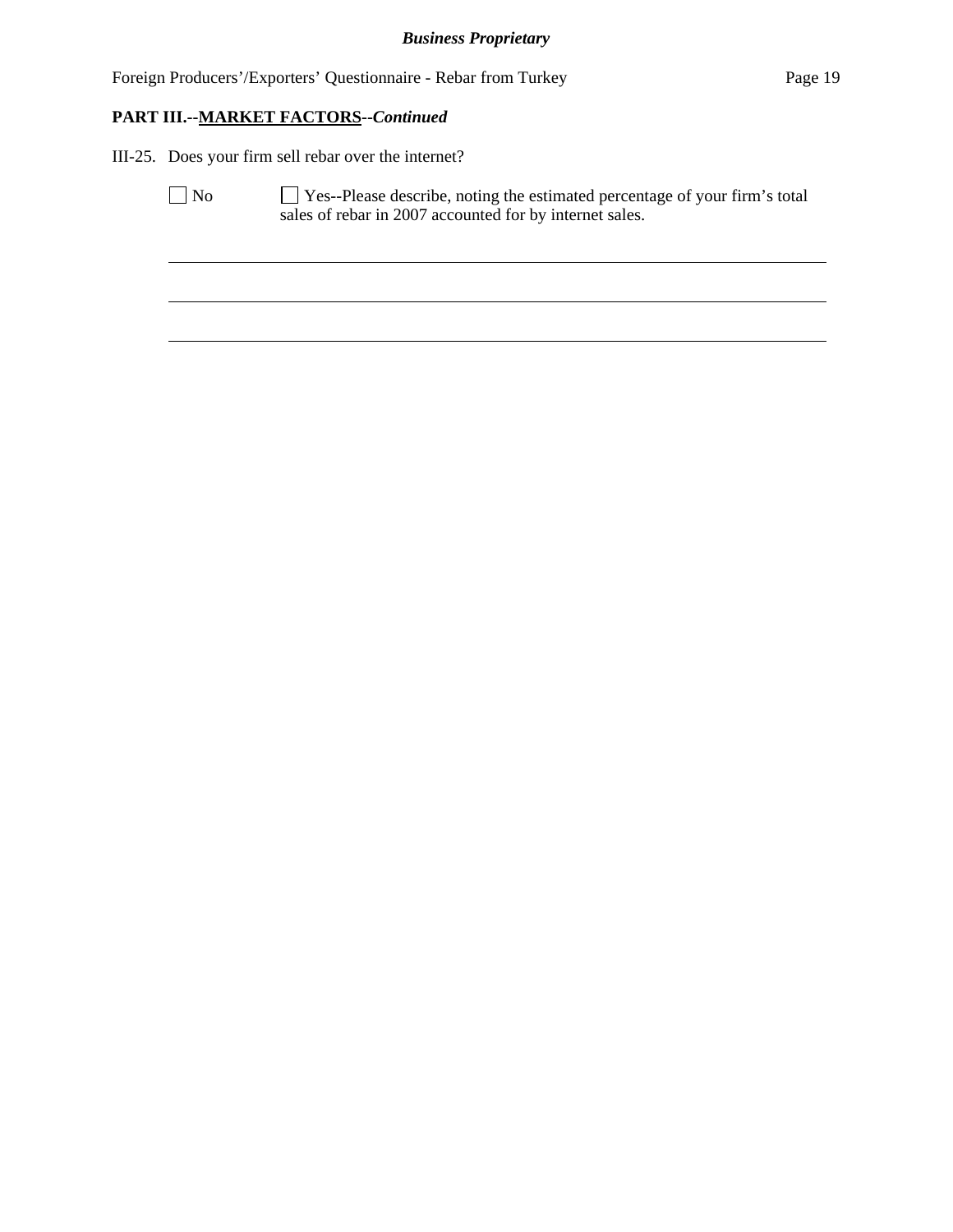**PART III.--MARKET FACTORS--*Continued***

III-25. Does your firm sell rebar over the internet?

☐ No ☐ Yes--Please describe, noting the estimated percentage of your firm's total sales of rebar in 2007 accounted for by internet sales.

\_\_\_\_\_\_\_\_\_\_\_\_\_\_\_\_\_\_\_\_\_\_\_\_\_\_\_\_\_\_\_\_\_\_\_\_\_\_\_\_\_\_\_\_\_\_\_\_\_\_\_\_\_\_\_\_\_\_\_\_\_\_\_\_\_\_\_\_\_\_\_\_\_\_\_\_\_\_

\_\_\_\_\_\_\_\_\_\_\_\_\_\_\_\_\_\_\_\_\_\_\_\_\_\_\_\_\_\_\_\_\_\_\_\_\_\_\_\_\_\_\_\_\_\_\_\_\_\_\_\_\_\_\_\_\_\_\_\_\_\_\_\_\_\_\_\_\_\_\_\_\_\_\_\_\_\_

\_\_\_\_\_\_\_\_\_\_\_\_\_\_\_\_\_\_\_\_\_\_\_\_\_\_\_\_\_\_\_\_\_\_\_\_\_\_\_\_\_\_\_\_\_\_\_\_\_\_\_\_\_\_\_\_\_\_\_\_\_\_\_\_\_\_\_\_\_\_\_\_\_\_\_\_\_\_